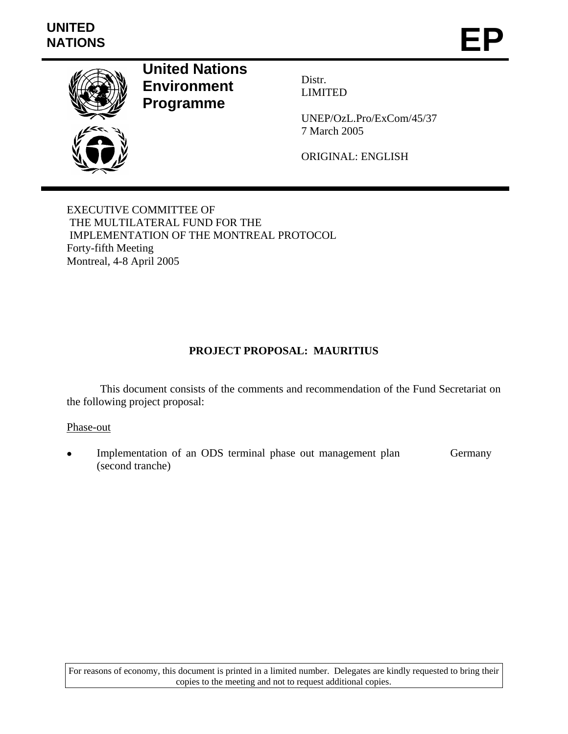UNITED NATIONS

# EP

**United Nations Environment Programme**

Distr.
LIMITED

UNEP/OzL.Pro/ExCom/45/37
7 March 2005

ORIGINAL: ENGLISH

EXECUTIVE COMMITTEE OF
THE MULTILATERAL FUND FOR THE
IMPLEMENTATION OF THE MONTREAL PROTOCOL
Forty-fifth Meeting
Montreal, 4-8 April 2005

## PROJECT PROPOSAL: MAURITIUS

This document consists of the comments and recommendation of the Fund Secretariat on the following project proposal:

Phase-out

- Implementation of an ODS terminal phase out management plan (second tranche) — Germany

For reasons of economy, this document is printed in a limited number. Delegates are kindly requested to bring their copies to the meeting and not to request additional copies.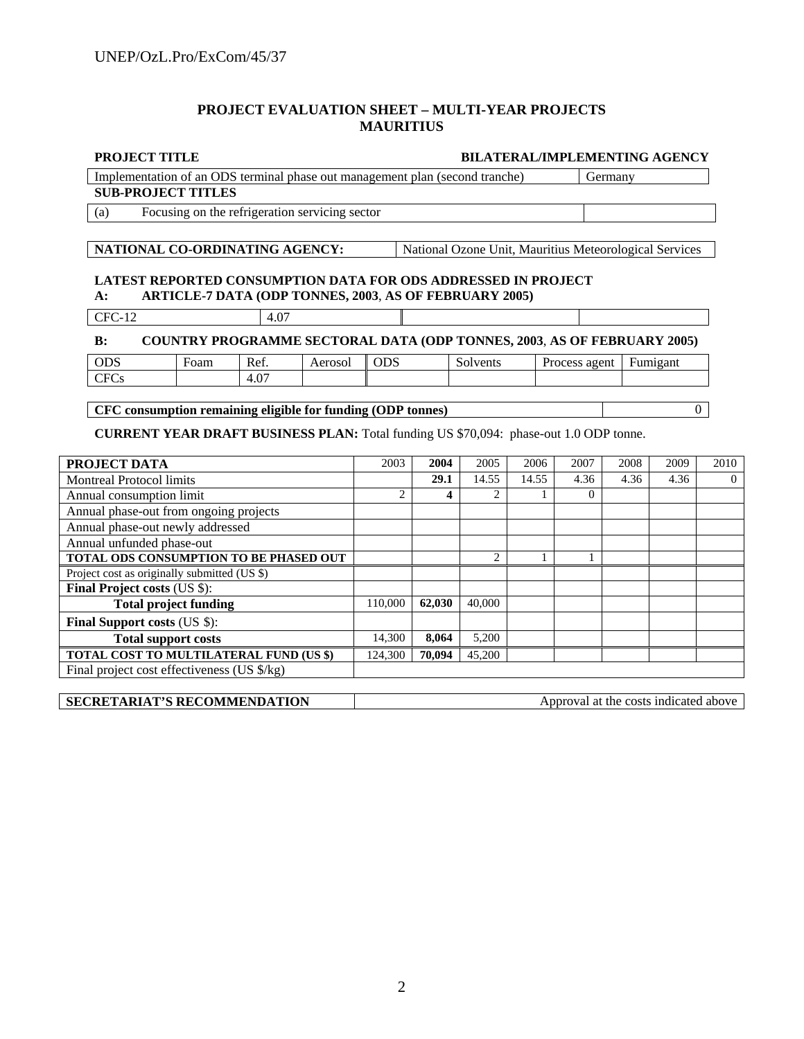## PROJECT EVALUATION SHEET – MULTI-YEAR PROJECTS
## MAURITIUS

| PROJECT TITLE | BILATERAL/IMPLEMENTING AGENCY |
|---|---|
| Implementation of an ODS terminal phase out management plan (second tranche) | Germany |

**SUB-PROJECT TITLES**

| | | |
|---|---|---|
| (a) | Focusing on the refrigeration servicing sector | |

| NATIONAL CO-ORDINATING AGENCY: | National Ozone Unit, Mauritius Meteorological Services |
|---|---|

**LATEST REPORTED CONSUMPTION DATA FOR ODS ADDRESSED IN PROJECT**

**A: ARTICLE-7 DATA (ODP TONNES, 2003, AS OF FEBRUARY 2005)**

| | | | |
|---|---|---|---|
| CFC-12 | 4.07 | | |

**B: COUNTRY PROGRAMME SECTORAL DATA (ODP TONNES, 2003, AS OF FEBRUARY 2005)**

| ODS | Foam | Ref. | Aerosol | ODS | Solvents | Process agent | Fumigant |
|---|---|---|---|---|---|---|---|
| CFCs | | 4.07 | | | | | |

| CFC consumption remaining eligible for funding (ODP tonnes) | 0 |
|---|---|

**CURRENT YEAR DRAFT BUSINESS PLAN:** Total funding US $70,094: phase-out 1.0 ODP tonne.

| PROJECT DATA | 2003 | **2004** | 2005 | 2006 | 2007 | 2008 | 2009 | 2010 |
|---|---|---|---|---|---|---|---|---|
| Montreal Protocol limits | | **29.1** | 14.55 | 14.55 | 4.36 | 4.36 | 4.36 | 0 |
| Annual consumption limit | 2 | **4** | 2 | 1 | 0 | | | |
| Annual phase-out from ongoing projects | | | | | | | | |
| Annual phase-out newly addressed | | | | | | | | |
| Annual unfunded phase-out | | | | | | | | |
| **TOTAL ODS CONSUMPTION TO BE PHASED OUT** | | | 2 | 1 | 1 | | | |
| Project cost as originally submitted (US $) | | | | | | | | |
| **Final Project costs** (US $): | | | | | | | | |
| **Total project funding** | 110,000 | **62,030** | 40,000 | | | | | |
| **Final Support costs** (US $): | | | | | | | | |
| **Total support costs** | 14,300 | **8,064** | 5,200 | | | | | |
| **TOTAL COST TO MULTILATERAL FUND (US $)** | 124,300 | **70,094** | 45,200 | | | | | |
| Final project cost effectiveness (US $/kg) | | | | | | | | |

| SECRETARIAT'S RECOMMENDATION | Approval at the costs indicated above |
|---|---|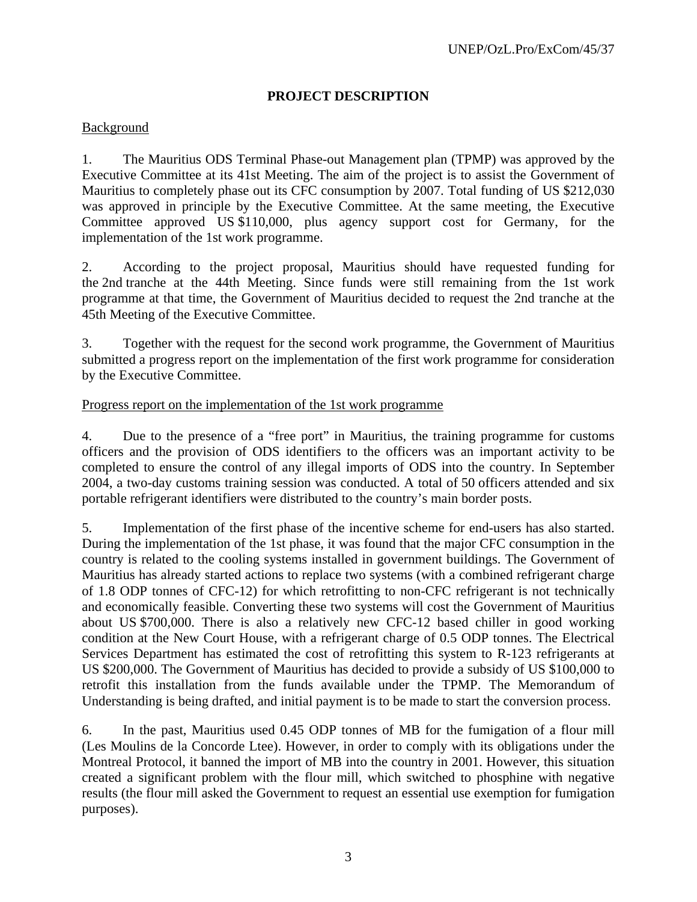## PROJECT DESCRIPTION

Background

1. The Mauritius ODS Terminal Phase-out Management plan (TPMP) was approved by the Executive Committee at its 41st Meeting. The aim of the project is to assist the Government of Mauritius to completely phase out its CFC consumption by 2007. Total funding of US $212,030 was approved in principle by the Executive Committee. At the same meeting, the Executive Committee approved US $110,000, plus agency support cost for Germany, for the implementation of the 1st work programme.

2. According to the project proposal, Mauritius should have requested funding for the 2nd tranche at the 44th Meeting. Since funds were still remaining from the 1st work programme at that time, the Government of Mauritius decided to request the 2nd tranche at the 45th Meeting of the Executive Committee.

3. Together with the request for the second work programme, the Government of Mauritius submitted a progress report on the implementation of the first work programme for consideration by the Executive Committee.

Progress report on the implementation of the 1st work programme

4. Due to the presence of a "free port" in Mauritius, the training programme for customs officers and the provision of ODS identifiers to the officers was an important activity to be completed to ensure the control of any illegal imports of ODS into the country. In September 2004, a two-day customs training session was conducted. A total of 50 officers attended and six portable refrigerant identifiers were distributed to the country's main border posts.

5. Implementation of the first phase of the incentive scheme for end-users has also started. During the implementation of the 1st phase, it was found that the major CFC consumption in the country is related to the cooling systems installed in government buildings. The Government of Mauritius has already started actions to replace two systems (with a combined refrigerant charge of 1.8 ODP tonnes of CFC-12) for which retrofitting to non-CFC refrigerant is not technically and economically feasible. Converting these two systems will cost the Government of Mauritius about US $700,000. There is also a relatively new CFC-12 based chiller in good working condition at the New Court House, with a refrigerant charge of 0.5 ODP tonnes. The Electrical Services Department has estimated the cost of retrofitting this system to R-123 refrigerants at US $200,000. The Government of Mauritius has decided to provide a subsidy of US $100,000 to retrofit this installation from the funds available under the TPMP. The Memorandum of Understanding is being drafted, and initial payment is to be made to start the conversion process.

6. In the past, Mauritius used 0.45 ODP tonnes of MB for the fumigation of a flour mill (Les Moulins de la Concorde Ltee). However, in order to comply with its obligations under the Montreal Protocol, it banned the import of MB into the country in 2001. However, this situation created a significant problem with the flour mill, which switched to phosphine with negative results (the flour mill asked the Government to request an essential use exemption for fumigation purposes).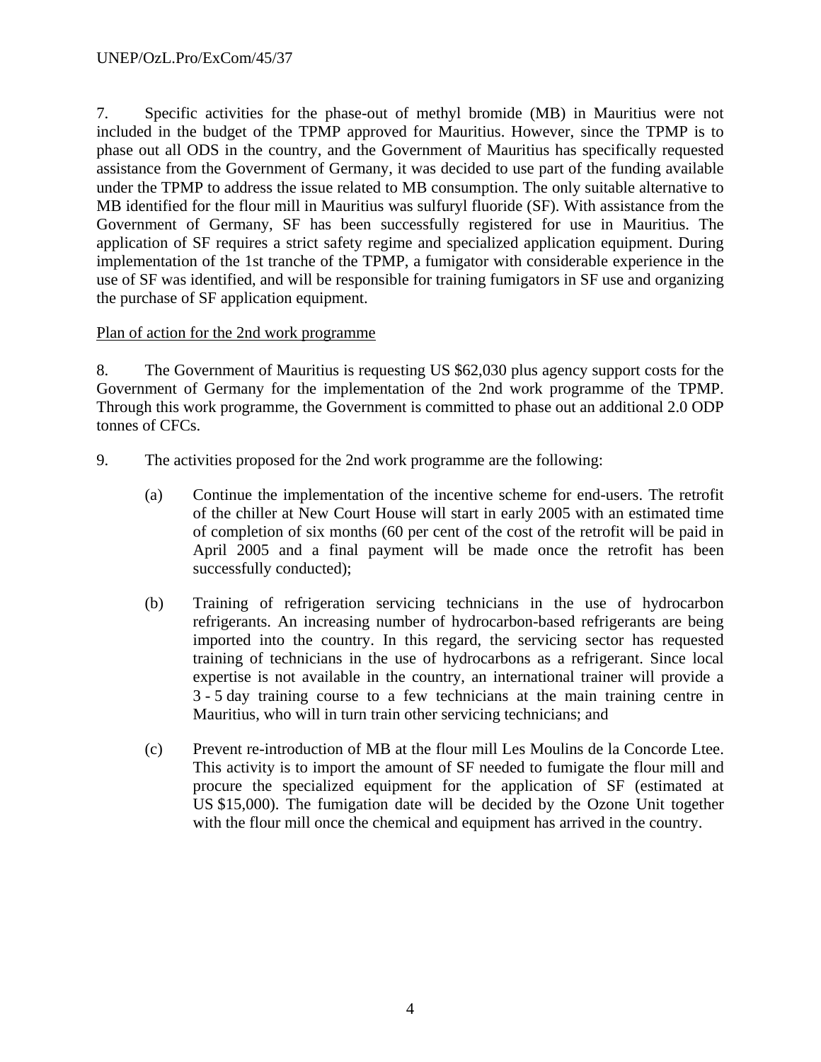7. Specific activities for the phase-out of methyl bromide (MB) in Mauritius were not included in the budget of the TPMP approved for Mauritius. However, since the TPMP is to phase out all ODS in the country, and the Government of Mauritius has specifically requested assistance from the Government of Germany, it was decided to use part of the funding available under the TPMP to address the issue related to MB consumption. The only suitable alternative to MB identified for the flour mill in Mauritius was sulfuryl fluoride (SF). With assistance from the Government of Germany, SF has been successfully registered for use in Mauritius. The application of SF requires a strict safety regime and specialized application equipment. During implementation of the 1st tranche of the TPMP, a fumigator with considerable experience in the use of SF was identified, and will be responsible for training fumigators in SF use and organizing the purchase of SF application equipment.

Plan of action for the 2nd work programme

8. The Government of Mauritius is requesting US $62,030 plus agency support costs for the Government of Germany for the implementation of the 2nd work programme of the TPMP. Through this work programme, the Government is committed to phase out an additional 2.0 ODP tonnes of CFCs.

9. The activities proposed for the 2nd work programme are the following:

(a) Continue the implementation of the incentive scheme for end-users. The retrofit of the chiller at New Court House will start in early 2005 with an estimated time of completion of six months (60 per cent of the cost of the retrofit will be paid in April 2005 and a final payment will be made once the retrofit has been successfully conducted);

(b) Training of refrigeration servicing technicians in the use of hydrocarbon refrigerants. An increasing number of hydrocarbon-based refrigerants are being imported into the country. In this regard, the servicing sector has requested training of technicians in the use of hydrocarbons as a refrigerant. Since local expertise is not available in the country, an international trainer will provide a 3 - 5 day training course to a few technicians at the main training centre in Mauritius, who will in turn train other servicing technicians; and

(c) Prevent re-introduction of MB at the flour mill Les Moulins de la Concorde Ltee. This activity is to import the amount of SF needed to fumigate the flour mill and procure the specialized equipment for the application of SF (estimated at US $15,000). The fumigation date will be decided by the Ozone Unit together with the flour mill once the chemical and equipment has arrived in the country.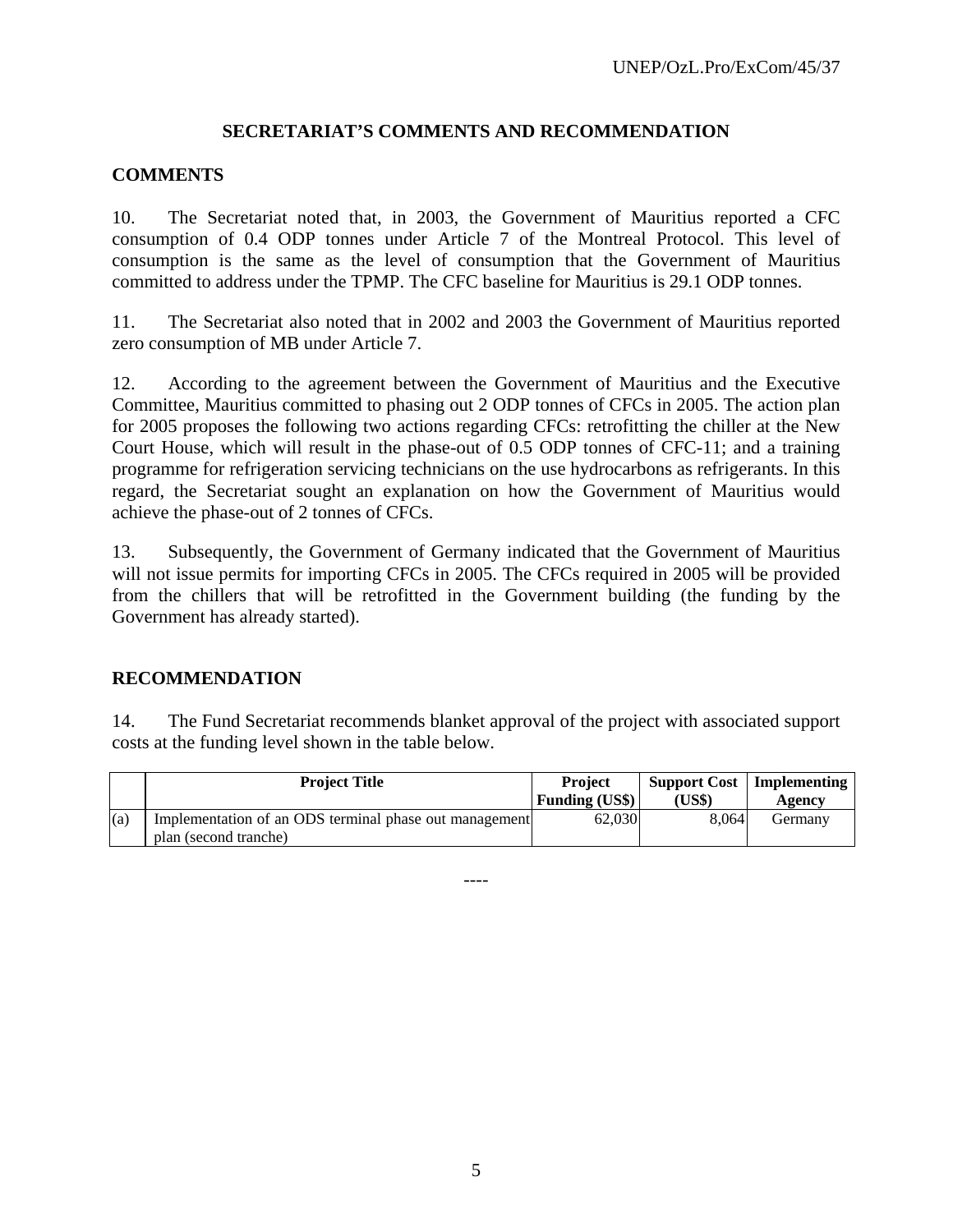## SECRETARIAT'S COMMENTS AND RECOMMENDATION

### COMMENTS

10. The Secretariat noted that, in 2003, the Government of Mauritius reported a CFC consumption of 0.4 ODP tonnes under Article 7 of the Montreal Protocol. This level of consumption is the same as the level of consumption that the Government of Mauritius committed to address under the TPMP. The CFC baseline for Mauritius is 29.1 ODP tonnes.

11. The Secretariat also noted that in 2002 and 2003 the Government of Mauritius reported zero consumption of MB under Article 7.

12. According to the agreement between the Government of Mauritius and the Executive Committee, Mauritius committed to phasing out 2 ODP tonnes of CFCs in 2005. The action plan for 2005 proposes the following two actions regarding CFCs: retrofitting the chiller at the New Court House, which will result in the phase-out of 0.5 ODP tonnes of CFC-11; and a training programme for refrigeration servicing technicians on the use hydrocarbons as refrigerants. In this regard, the Secretariat sought an explanation on how the Government of Mauritius would achieve the phase-out of 2 tonnes of CFCs.

13. Subsequently, the Government of Germany indicated that the Government of Mauritius will not issue permits for importing CFCs in 2005. The CFCs required in 2005 will be provided from the chillers that will be retrofitted in the Government building (the funding by the Government has already started).

### RECOMMENDATION

14. The Fund Secretariat recommends blanket approval of the project with associated support costs at the funding level shown in the table below.

| | Project Title | Project Funding (US$) | Support Cost (US$) | Implementing Agency |
|---|---|---|---|---|
| (a) | Implementation of an ODS terminal phase out management plan (second tranche) | 62,030 | 8,064 | Germany |

----